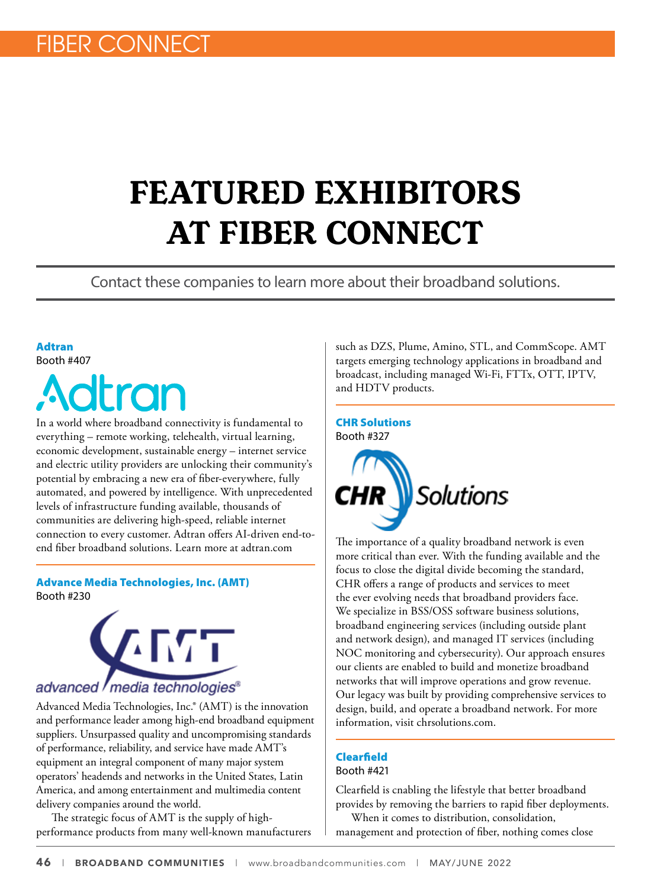# FEATURED EXHIBITORS AT FIBER CONNECT

Contact these companies to learn more about their broadband solutions.

### Adtran

Booth #407

In a world where broadband connectivity is fundamental to everything – remote working, telehealth, virtual learning, economic development, sustainable energy – internet service and electric utility providers are unlocking their community's potential by embracing a new era of fiber-everywhere, fully automated, and powered by intelligence. With unprecedented levels of infrastructure funding available, thousands of communities are delivering high-speed, reliable internet connection to every customer. Adtran offers AI-driven end-to-end fiber broadband solutions. Learn more at adtran.com

### Advance Media Technologies, Inc. (AMT)

Booth #230

Advanced Media Technologies, Inc.® (AMT) is the innovation and performance leader among high-end broadband equipment suppliers. Unsurpassed quality and uncompromising standards of performance, reliability, and service have made AMT's equipment an integral component of many major system operators' headends and networks in the United States, Latin America, and among entertainment and multimedia content delivery companies around the world.

The strategic focus of AMT is the supply of high-performance products from many well-known manufacturers such as DZS, Plume, Amino, STL, and CommScope. AMT targets emerging technology applications in broadband and broadcast, including managed Wi-Fi, FTTx, OTT, IPTV, and HDTV products.

### CHR Solutions

Booth #327

The importance of a quality broadband network is even more critical than ever. With the funding available and the focus to close the digital divide becoming the standard, CHR offers a range of products and services to meet the ever evolving needs that broadband providers face. We specialize in BSS/OSS software business solutions, broadband engineering services (including outside plant and network design), and managed IT services (including NOC monitoring and cybersecurity). Our approach ensures our clients are enabled to build and monetize broadband networks that will improve operations and grow revenue. Our legacy was built by providing comprehensive services to design, build, and operate a broadband network. For more information, visit chrsolutions.com.

### Clearfield

Booth #421

Clearfield is enabling the lifestyle that better broadband provides by removing the barriers to rapid fiber deployments.

When it comes to distribution, consolidation, management and protection of fiber, nothing comes close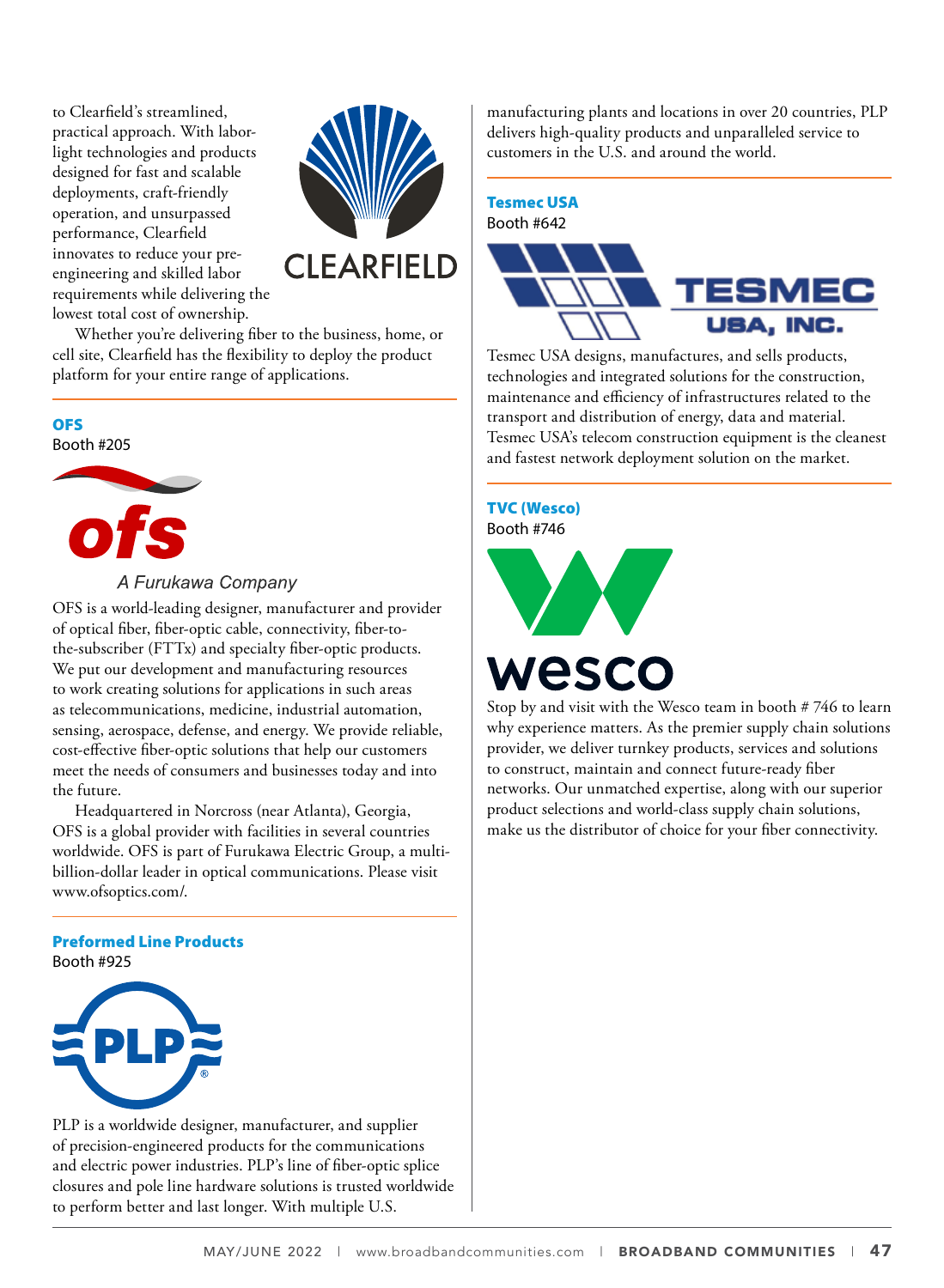to Clearfield's streamlined, practical approach. With labor-light technologies and products designed for fast and scalable deployments, craft-friendly operation, and unsurpassed performance, Clearfield innovates to reduce your pre-engineering and skilled labor requirements while delivering the lowest total cost of ownership.

Whether you're delivering fiber to the business, home, or cell site, Clearfield has the flexibility to deploy the product platform for your entire range of applications.

### OFS

Booth #205

OFS is a world-leading designer, manufacturer and provider of optical fiber, fiber-optic cable, connectivity, fiber-to-the-subscriber (FTTx) and specialty fiber-optic products. We put our development and manufacturing resources to work creating solutions for applications in such areas as telecommunications, medicine, industrial automation, sensing, aerospace, defense, and energy. We provide reliable, cost-effective fiber-optic solutions that help our customers meet the needs of consumers and businesses today and into the future.

Headquartered in Norcross (near Atlanta), Georgia, OFS is a global provider with facilities in several countries worldwide. OFS is part of Furukawa Electric Group, a multi-billion-dollar leader in optical communications. Please visit www.ofsoptics.com/.

### Preformed Line Products

Booth #925

PLP is a worldwide designer, manufacturer, and supplier of precision-engineered products for the communications and electric power industries. PLP's line of fiber-optic splice closures and pole line hardware solutions is trusted worldwide to perform better and last longer. With multiple U.S. manufacturing plants and locations in over 20 countries, PLP delivers high-quality products and unparalleled service to customers in the U.S. and around the world.

### Tesmec USA

Booth #642

Tesmec USA designs, manufactures, and sells products, technologies and integrated solutions for the construction, maintenance and efficiency of infrastructures related to the transport and distribution of energy, data and material. Tesmec USA's telecom construction equipment is the cleanest and fastest network deployment solution on the market.

### TVC (Wesco)

Booth #746

Stop by and visit with the Wesco team in booth # 746 to learn why experience matters. As the premier supply chain solutions provider, we deliver turnkey products, services and solutions to construct, maintain and connect future-ready fiber networks. Our unmatched expertise, along with our superior product selections and world-class supply chain solutions, make us the distributor of choice for your fiber connectivity.